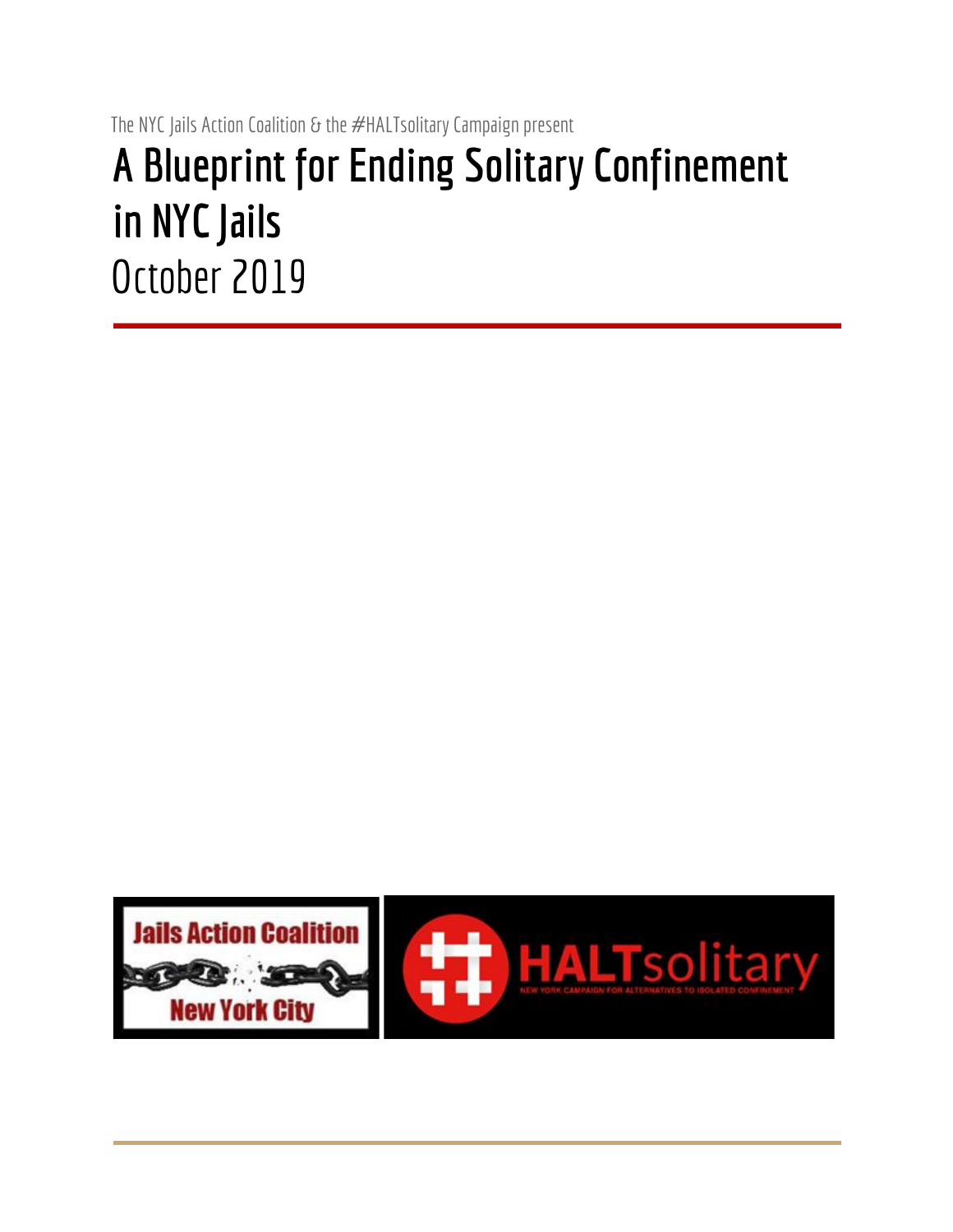The NYC Jails Action Coalition & the #HALTsolitary Campaign present

# A Blueprint for Ending Solitary Confinement in NYC Jails

October 2019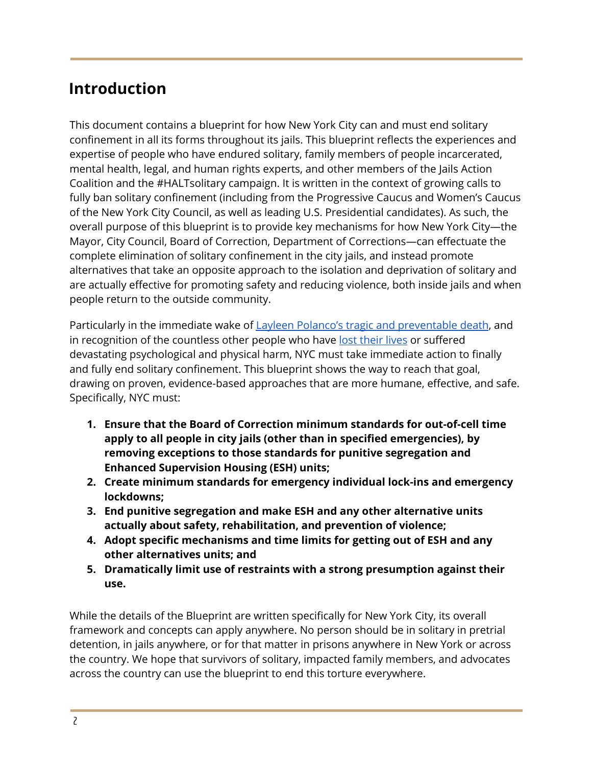## Introduction

This document contains a blueprint for how New York City can and must end solitary confinement in all its forms throughout its jails. This blueprint reflects the experiences and expertise of people who have endured solitary, family members of people incarcerated, mental health, legal, and human rights experts, and other members of the Jails Action Coalition and the #HALTsolitary campaign. It is written in the context of growing calls to fully ban solitary confinement (including from the Progressive Caucus and Women's Caucus of the New York City Council, as well as leading U.S. Presidential candidates). As such, the overall purpose of this blueprint is to provide key mechanisms for how New York City—the Mayor, City Council, Board of Correction, Department of Corrections—can effectuate the complete elimination of solitary confinement in the city jails, and instead promote alternatives that take an opposite approach to the isolation and deprivation of solitary and are actually effective for promoting safety and reducing violence, both inside jails and when people return to the outside community.

Particularly in the immediate wake of Layleen Polanco's tragic and preventable death, and in recognition of the countless other people who have lost their lives or suffered devastating psychological and physical harm, NYC must take immediate action to finally and fully end solitary confinement. This blueprint shows the way to reach that goal, drawing on proven, evidence-based approaches that are more humane, effective, and safe. Specifically, NYC must:

1. **Ensure that the Board of Correction minimum standards for out-of-cell time apply to all people in city jails (other than in specified emergencies), by removing exceptions to those standards for punitive segregation and Enhanced Supervision Housing (ESH) units;**
2. **Create minimum standards for emergency individual lock-ins and emergency lockdowns;**
3. **End punitive segregation and make ESH and any other alternative units actually about safety, rehabilitation, and prevention of violence;**
4. **Adopt specific mechanisms and time limits for getting out of ESH and any other alternatives units; and**
5. **Dramatically limit use of restraints with a strong presumption against their use.**

While the details of the Blueprint are written specifically for New York City, its overall framework and concepts can apply anywhere. No person should be in solitary in pretrial detention, in jails anywhere, or for that matter in prisons anywhere in New York or across the country. We hope that survivors of solitary, impacted family members, and advocates across the country can use the blueprint to end this torture everywhere.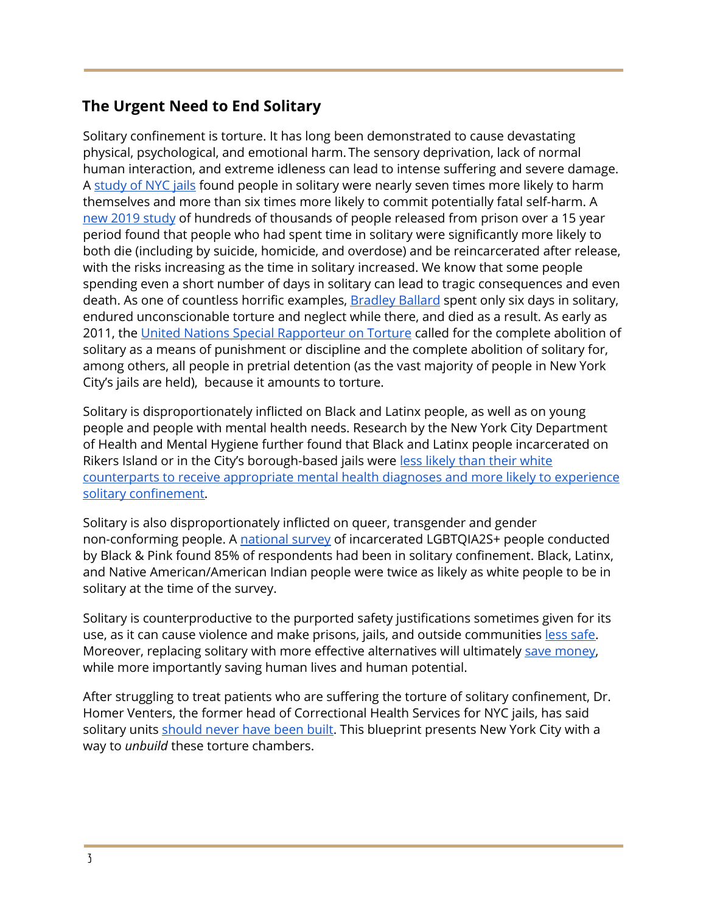## The Urgent Need to End Solitary

Solitary confinement is torture. It has long been demonstrated to cause devastating physical, psychological, and emotional harm. The sensory deprivation, lack of normal human interaction, and extreme idleness can lead to intense suffering and severe damage. A study of NYC jails found people in solitary were nearly seven times more likely to harm themselves and more than six times more likely to commit potentially fatal self-harm. A new 2019 study of hundreds of thousands of people released from prison over a 15 year period found that people who had spent time in solitary were significantly more likely to both die (including by suicide, homicide, and overdose) and be reincarcerated after release, with the risks increasing as the time in solitary increased. We know that some people spending even a short number of days in solitary can lead to tragic consequences and even death. As one of countless horrific examples, Bradley Ballard spent only six days in solitary, endured unconscionable torture and neglect while there, and died as a result. As early as 2011, the United Nations Special Rapporteur on Torture called for the complete abolition of solitary as a means of punishment or discipline and the complete abolition of solitary for, among others, all people in pretrial detention (as the vast majority of people in New York City's jails are held), because it amounts to torture.

Solitary is disproportionately inflicted on Black and Latinx people, as well as on young people and people with mental health needs. Research by the New York City Department of Health and Mental Hygiene further found that Black and Latinx people incarcerated on Rikers Island or in the City's borough-based jails were less likely than their white counterparts to receive appropriate mental health diagnoses and more likely to experience solitary confinement.

Solitary is also disproportionately inflicted on queer, transgender and gender non-conforming people. A national survey of incarcerated LGBTQIA2S+ people conducted by Black & Pink found 85% of respondents had been in solitary confinement. Black, Latinx, and Native American/American Indian people were twice as likely as white people to be in solitary at the time of the survey.

Solitary is counterproductive to the purported safety justifications sometimes given for its use, as it can cause violence and make prisons, jails, and outside communities less safe. Moreover, replacing solitary with more effective alternatives will ultimately save money, while more importantly saving human lives and human potential.

After struggling to treat patients who are suffering the torture of solitary confinement, Dr. Homer Venters, the former head of Correctional Health Services for NYC jails, has said solitary units should never have been built. This blueprint presents New York City with a way to *unbuild* these torture chambers.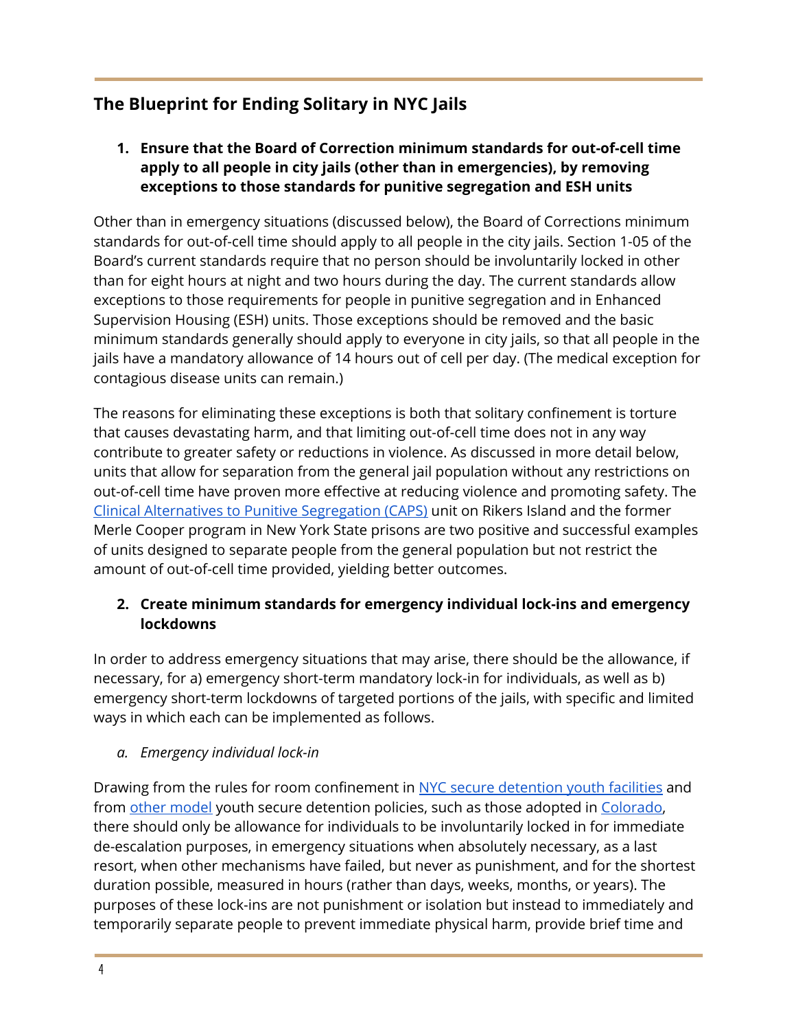## The Blueprint for Ending Solitary in NYC Jails

1. **Ensure that the Board of Correction minimum standards for out-of-cell time apply to all people in city jails (other than in emergencies), by removing exceptions to those standards for punitive segregation and ESH units**

Other than in emergency situations (discussed below), the Board of Corrections minimum standards for out-of-cell time should apply to all people in the city jails. Section 1-05 of the Board's current standards require that no person should be involuntarily locked in other than for eight hours at night and two hours during the day. The current standards allow exceptions to those requirements for people in punitive segregation and in Enhanced Supervision Housing (ESH) units. Those exceptions should be removed and the basic minimum standards generally should apply to everyone in city jails, so that all people in the jails have a mandatory allowance of 14 hours out of cell per day. (The medical exception for contagious disease units can remain.)

The reasons for eliminating these exceptions is both that solitary confinement is torture that causes devastating harm, and that limiting out-of-cell time does not in any way contribute to greater safety or reductions in violence. As discussed in more detail below, units that allow for separation from the general jail population without any restrictions on out-of-cell time have proven more effective at reducing violence and promoting safety. The Clinical Alternatives to Punitive Segregation (CAPS) unit on Rikers Island and the former Merle Cooper program in New York State prisons are two positive and successful examples of units designed to separate people from the general population but not restrict the amount of out-of-cell time provided, yielding better outcomes.

2. **Create minimum standards for emergency individual lock-ins and emergency lockdowns**

In order to address emergency situations that may arise, there should be the allowance, if necessary, for a) emergency short-term mandatory lock-in for individuals, as well as b) emergency short-term lockdowns of targeted portions of the jails, with specific and limited ways in which each can be implemented as follows.

*a. Emergency individual lock-in*

Drawing from the rules for room confinement in NYC secure detention youth facilities and from other model youth secure detention policies, such as those adopted in Colorado, there should only be allowance for individuals to be involuntarily locked in for immediate de-escalation purposes, in emergency situations when absolutely necessary, as a last resort, when other mechanisms have failed, but never as punishment, and for the shortest duration possible, measured in hours (rather than days, weeks, months, or years). The purposes of these lock-ins are not punishment or isolation but instead to immediately and temporarily separate people to prevent immediate physical harm, provide brief time and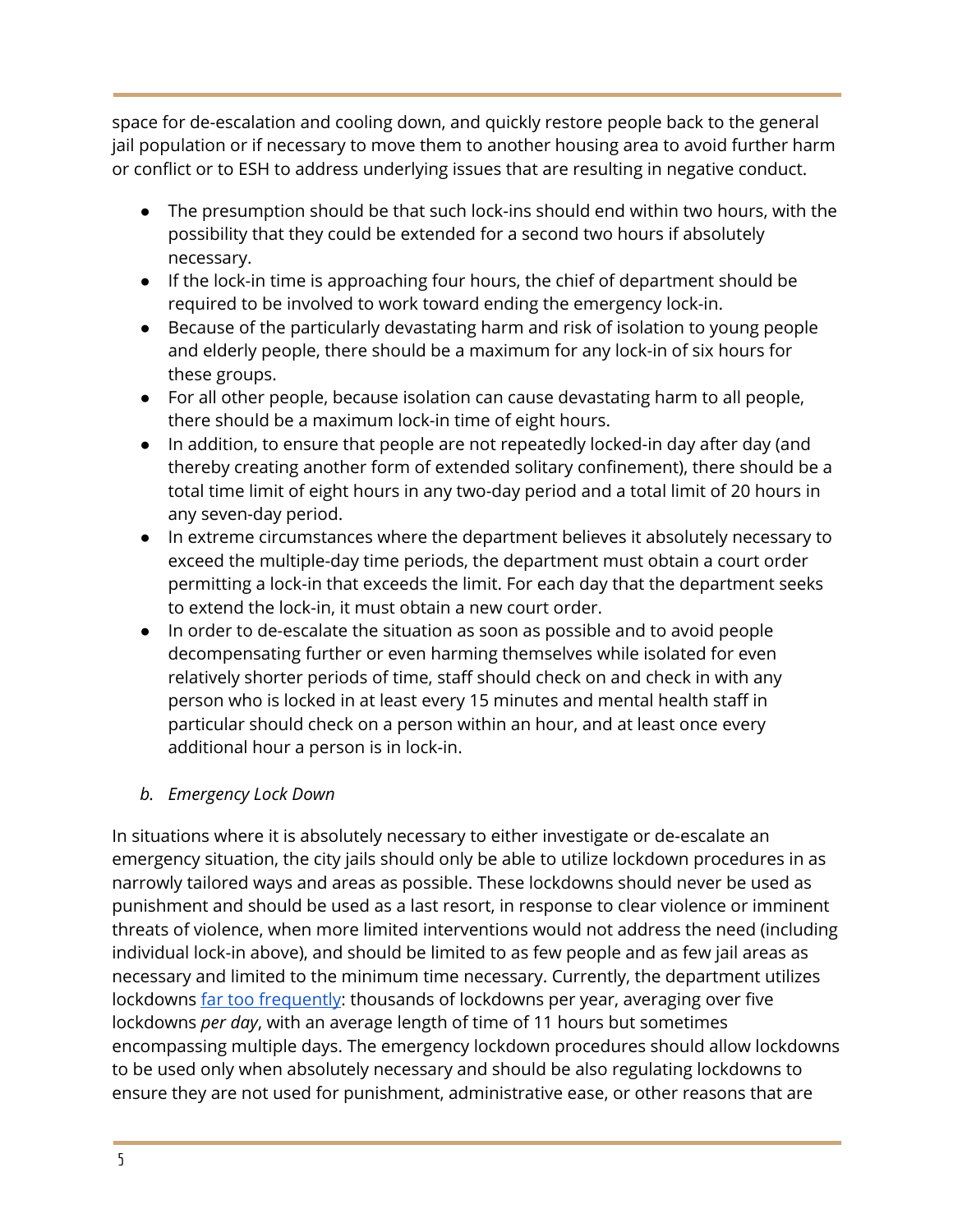space for de-escalation and cooling down, and quickly restore people back to the general jail population or if necessary to move them to another housing area to avoid further harm or conflict or to ESH to address underlying issues that are resulting in negative conduct.

- The presumption should be that such lock-ins should end within two hours, with the possibility that they could be extended for a second two hours if absolutely necessary.
- If the lock-in time is approaching four hours, the chief of department should be required to be involved to work toward ending the emergency lock-in.
- Because of the particularly devastating harm and risk of isolation to young people and elderly people, there should be a maximum for any lock-in of six hours for these groups.
- For all other people, because isolation can cause devastating harm to all people, there should be a maximum lock-in time of eight hours.
- In addition, to ensure that people are not repeatedly locked-in day after day (and thereby creating another form of extended solitary confinement), there should be a total time limit of eight hours in any two-day period and a total limit of 20 hours in any seven-day period.
- In extreme circumstances where the department believes it absolutely necessary to exceed the multiple-day time periods, the department must obtain a court order permitting a lock-in that exceeds the limit. For each day that the department seeks to extend the lock-in, it must obtain a new court order.
- In order to de-escalate the situation as soon as possible and to avoid people decompensating further or even harming themselves while isolated for even relatively shorter periods of time, staff should check on and check in with any person who is locked in at least every 15 minutes and mental health staff in particular should check on a person within an hour, and at least once every additional hour a person is in lock-in.

*b. Emergency Lock Down*

In situations where it is absolutely necessary to either investigate or de-escalate an emergency situation, the city jails should only be able to utilize lockdown procedures in as narrowly tailored ways and areas as possible. These lockdowns should never be used as punishment and should be used as a last resort, in response to clear violence or imminent threats of violence, when more limited interventions would not address the need (including individual lock-in above), and should be limited to as few people and as few jail areas as necessary and limited to the minimum time necessary. Currently, the department utilizes lockdowns far too frequently: thousands of lockdowns per year, averaging over five lockdowns *per day*, with an average length of time of 11 hours but sometimes encompassing multiple days. The emergency lockdown procedures should allow lockdowns to be used only when absolutely necessary and should be also regulating lockdowns to ensure they are not used for punishment, administrative ease, or other reasons that are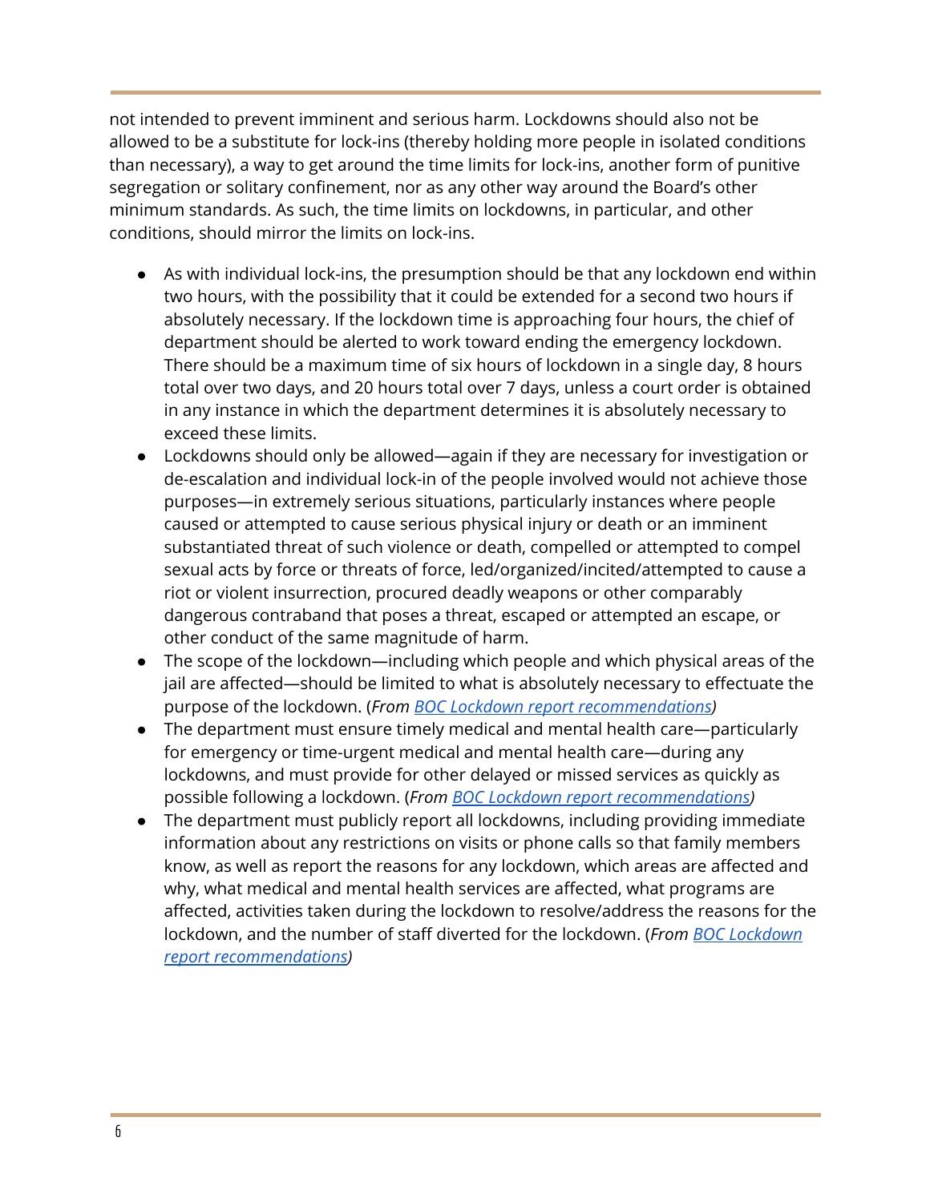not intended to prevent imminent and serious harm. Lockdowns should also not be allowed to be a substitute for lock-ins (thereby holding more people in isolated conditions than necessary), a way to get around the time limits for lock-ins, another form of punitive segregation or solitary confinement, nor as any other way around the Board's other minimum standards. As such, the time limits on lockdowns, in particular, and other conditions, should mirror the limits on lock-ins.

- As with individual lock-ins, the presumption should be that any lockdown end within two hours, with the possibility that it could be extended for a second two hours if absolutely necessary. If the lockdown time is approaching four hours, the chief of department should be alerted to work toward ending the emergency lockdown. There should be a maximum time of six hours of lockdown in a single day, 8 hours total over two days, and 20 hours total over 7 days, unless a court order is obtained in any instance in which the department determines it is absolutely necessary to exceed these limits.
- Lockdowns should only be allowed—again if they are necessary for investigation or de-escalation and individual lock-in of the people involved would not achieve those purposes—in extremely serious situations, particularly instances where people caused or attempted to cause serious physical injury or death or an imminent substantiated threat of such violence or death, compelled or attempted to compel sexual acts by force or threats of force, led/organized/incited/attempted to cause a riot or violent insurrection, procured deadly weapons or other comparably dangerous contraband that poses a threat, escaped or attempted an escape, or other conduct of the same magnitude of harm.
- The scope of the lockdown—including which people and which physical areas of the jail are affected—should be limited to what is absolutely necessary to effectuate the purpose of the lockdown. (*From* *BOC Lockdown report recommendations*)
- The department must ensure timely medical and mental health care—particularly for emergency or time-urgent medical and mental health care—during any lockdowns, and must provide for other delayed or missed services as quickly as possible following a lockdown. (*From* *BOC Lockdown report recommendations*)
- The department must publicly report all lockdowns, including providing immediate information about any restrictions on visits or phone calls so that family members know, as well as report the reasons for any lockdown, which areas are affected and why, what medical and mental health services are affected, what programs are affected, activities taken during the lockdown to resolve/address the reasons for the lockdown, and the number of staff diverted for the lockdown. (*From* *BOC Lockdown report recommendations*)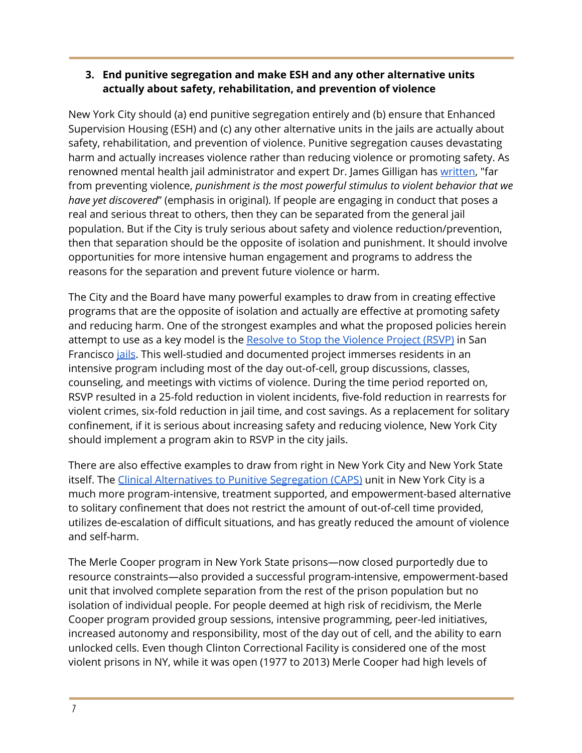3. **End punitive segregation and make ESH and any other alternative units actually about safety, rehabilitation, and prevention of violence**

New York City should (a) end punitive segregation entirely and (b) ensure that Enhanced Supervision Housing (ESH) and (c) any other alternative units in the jails are actually about safety, rehabilitation, and prevention of violence. Punitive segregation causes devastating harm and actually increases violence rather than reducing violence or promoting safety. As renowned mental health jail administrator and expert Dr. James Gilligan has written, "far from preventing violence, *punishment is the most powerful stimulus to violent behavior that we have yet discovered*" (emphasis in original). If people are engaging in conduct that poses a real and serious threat to others, then they can be separated from the general jail population. But if the City is truly serious about safety and violence reduction/prevention, then that separation should be the opposite of isolation and punishment. It should involve opportunities for more intensive human engagement and programs to address the reasons for the separation and prevent future violence or harm.

The City and the Board have many powerful examples to draw from in creating effective programs that are the opposite of isolation and actually are effective at promoting safety and reducing harm. One of the strongest examples and what the proposed policies herein attempt to use as a key model is the Resolve to Stop the Violence Project (RSVP) in San Francisco jails. This well-studied and documented project immerses residents in an intensive program including most of the day out-of-cell, group discussions, classes, counseling, and meetings with victims of violence. During the time period reported on, RSVP resulted in a 25-fold reduction in violent incidents, five-fold reduction in rearrests for violent crimes, six-fold reduction in jail time, and cost savings. As a replacement for solitary confinement, if it is serious about increasing safety and reducing violence, New York City should implement a program akin to RSVP in the city jails.

There are also effective examples to draw from right in New York City and New York State itself. The Clinical Alternatives to Punitive Segregation (CAPS) unit in New York City is a much more program-intensive, treatment supported, and empowerment-based alternative to solitary confinement that does not restrict the amount of out-of-cell time provided, utilizes de-escalation of difficult situations, and has greatly reduced the amount of violence and self-harm.

The Merle Cooper program in New York State prisons—now closed purportedly due to resource constraints—also provided a successful program-intensive, empowerment-based unit that involved complete separation from the rest of the prison population but no isolation of individual people. For people deemed at high risk of recidivism, the Merle Cooper program provided group sessions, intensive programming, peer-led initiatives, increased autonomy and responsibility, most of the day out of cell, and the ability to earn unlocked cells. Even though Clinton Correctional Facility is considered one of the most violent prisons in NY, while it was open (1977 to 2013) Merle Cooper had high levels of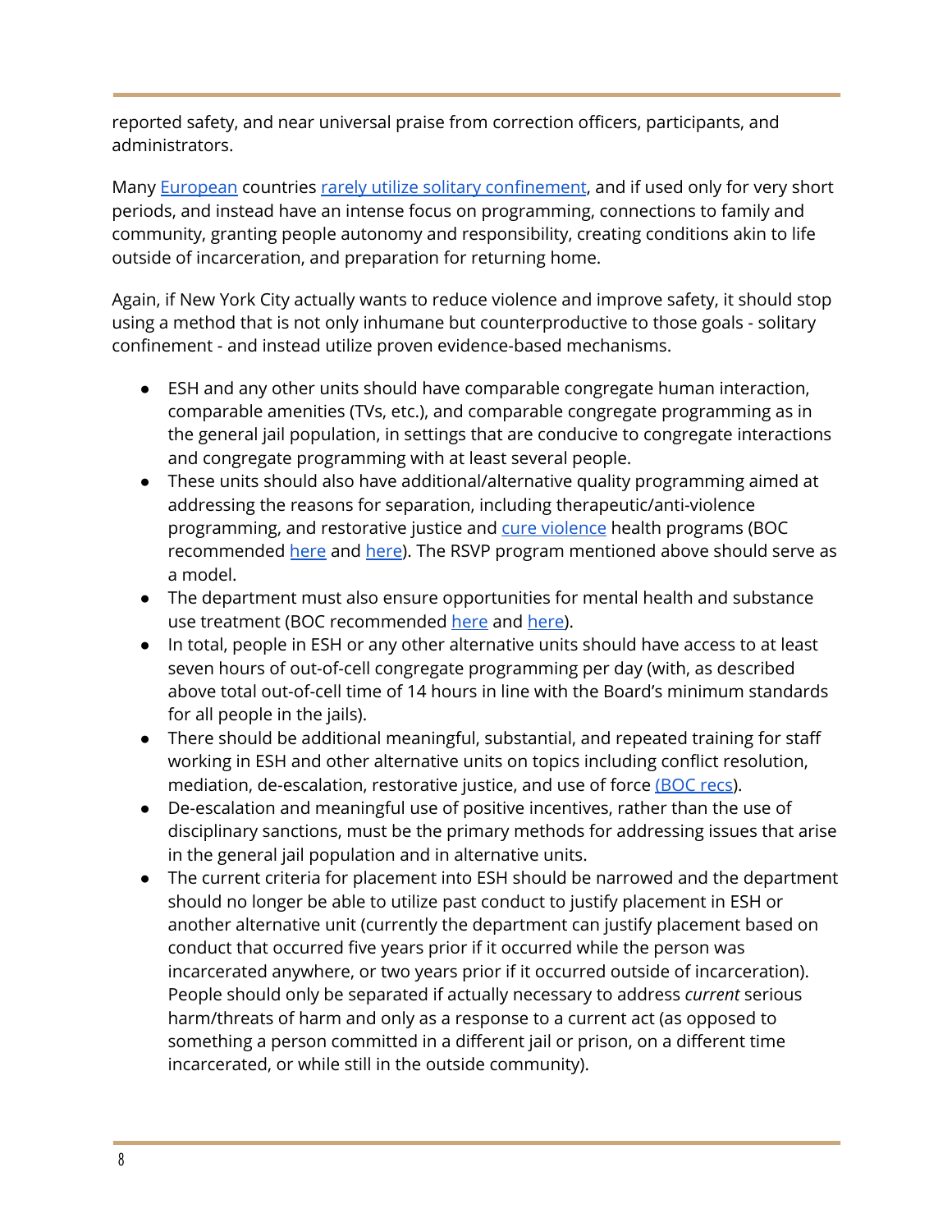reported safety, and near universal praise from correction officers, participants, and administrators.

Many European countries rarely utilize solitary confinement, and if used only for very short periods, and instead have an intense focus on programming, connections to family and community, granting people autonomy and responsibility, creating conditions akin to life outside of incarceration, and preparation for returning home.

Again, if New York City actually wants to reduce violence and improve safety, it should stop using a method that is not only inhumane but counterproductive to those goals - solitary confinement - and instead utilize proven evidence-based mechanisms.

- ESH and any other units should have comparable congregate human interaction, comparable amenities (TVs, etc.), and comparable congregate programming as in the general jail population, in settings that are conducive to congregate interactions and congregate programming with at least several people.
- These units should also have additional/alternative quality programming aimed at addressing the reasons for separation, including therapeutic/anti-violence programming, and restorative justice and cure violence health programs (BOC recommended here and here). The RSVP program mentioned above should serve as a model.
- The department must also ensure opportunities for mental health and substance use treatment (BOC recommended here and here).
- In total, people in ESH or any other alternative units should have access to at least seven hours of out-of-cell congregate programming per day (with, as described above total out-of-cell time of 14 hours in line with the Board's minimum standards for all people in the jails).
- There should be additional meaningful, substantial, and repeated training for staff working in ESH and other alternative units on topics including conflict resolution, mediation, de-escalation, restorative justice, and use of force (BOC recs).
- De-escalation and meaningful use of positive incentives, rather than the use of disciplinary sanctions, must be the primary methods for addressing issues that arise in the general jail population and in alternative units.
- The current criteria for placement into ESH should be narrowed and the department should no longer be able to utilize past conduct to justify placement in ESH or another alternative unit (currently the department can justify placement based on conduct that occurred five years prior if it occurred while the person was incarcerated anywhere, or two years prior if it occurred outside of incarceration). People should only be separated if actually necessary to address *current* serious harm/threats of harm and only as a response to a current act (as opposed to something a person committed in a different jail or prison, on a different time incarcerated, or while still in the outside community).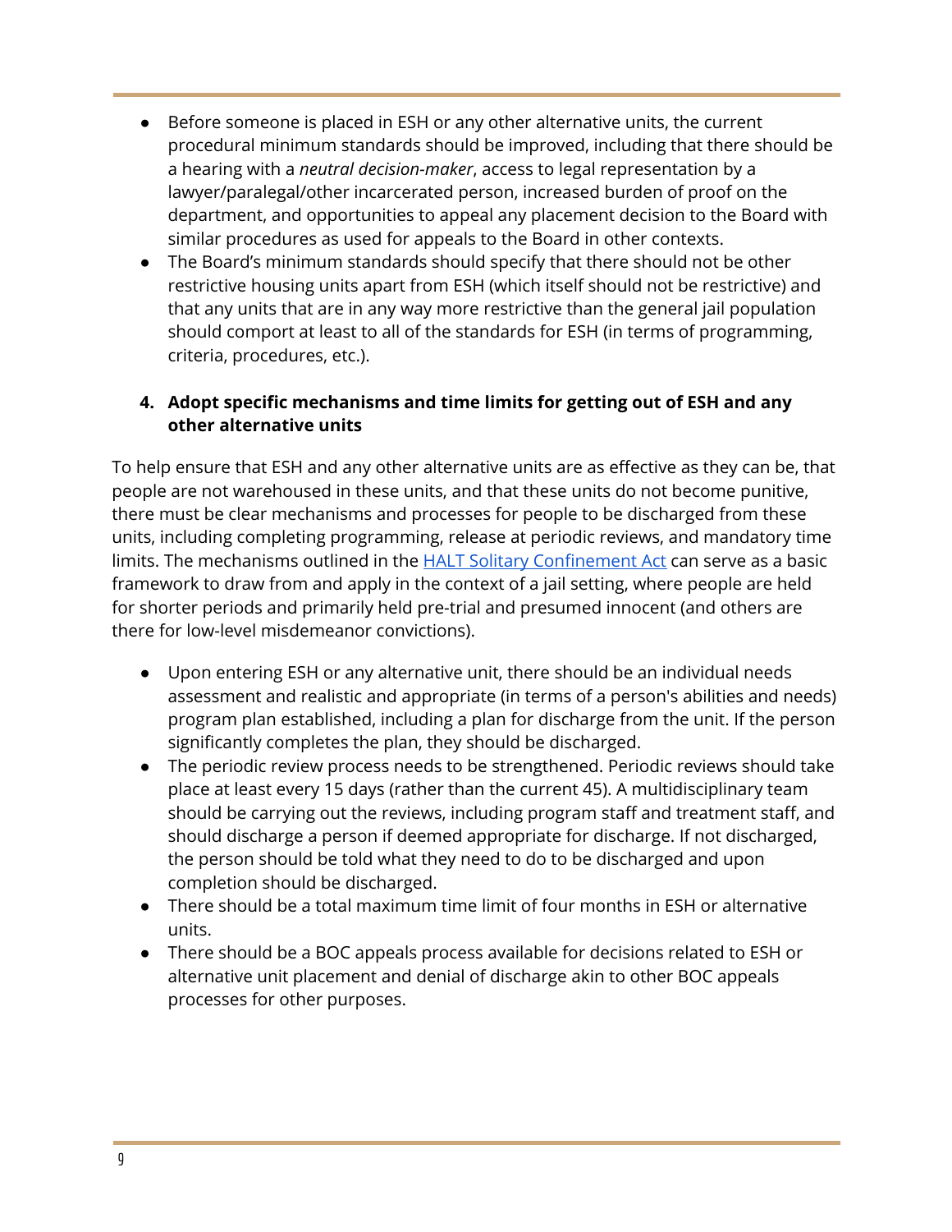- Before someone is placed in ESH or any other alternative units, the current procedural minimum standards should be improved, including that there should be a hearing with a *neutral decision-maker*, access to legal representation by a lawyer/paralegal/other incarcerated person, increased burden of proof on the department, and opportunities to appeal any placement decision to the Board with similar procedures as used for appeals to the Board in other contexts.
- The Board's minimum standards should specify that there should not be other restrictive housing units apart from ESH (which itself should not be restrictive) and that any units that are in any way more restrictive than the general jail population should comport at least to all of the standards for ESH (in terms of programming, criteria, procedures, etc.).

### 4. Adopt specific mechanisms and time limits for getting out of ESH and any other alternative units

To help ensure that ESH and any other alternative units are as effective as they can be, that people are not warehoused in these units, and that these units do not become punitive, there must be clear mechanisms and processes for people to be discharged from these units, including completing programming, release at periodic reviews, and mandatory time limits. The mechanisms outlined in the [HALT Solitary Confinement Act] can serve as a basic framework to draw from and apply in the context of a jail setting, where people are held for shorter periods and primarily held pre-trial and presumed innocent (and others are there for low-level misdemeanor convictions).

- Upon entering ESH or any alternative unit, there should be an individual needs assessment and realistic and appropriate (in terms of a person's abilities and needs) program plan established, including a plan for discharge from the unit. If the person significantly completes the plan, they should be discharged.
- The periodic review process needs to be strengthened. Periodic reviews should take place at least every 15 days (rather than the current 45). A multidisciplinary team should be carrying out the reviews, including program staff and treatment staff, and should discharge a person if deemed appropriate for discharge. If not discharged, the person should be told what they need to do to be discharged and upon completion should be discharged.
- There should be a total maximum time limit of four months in ESH or alternative units.
- There should be a BOC appeals process available for decisions related to ESH or alternative unit placement and denial of discharge akin to other BOC appeals processes for other purposes.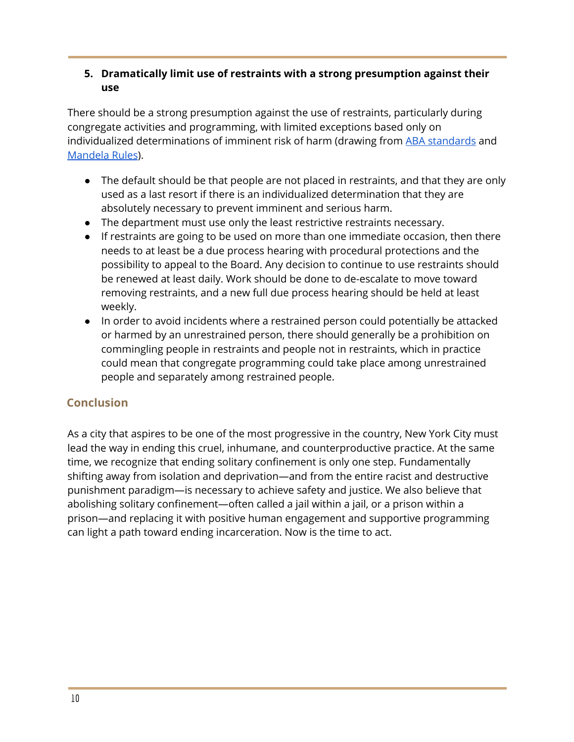5. **Dramatically limit use of restraints with a strong presumption against their use**

There should be a strong presumption against the use of restraints, particularly during congregate activities and programming, with limited exceptions based only on individualized determinations of imminent risk of harm (drawing from ABA standards and Mandela Rules).

- The default should be that people are not placed in restraints, and that they are only used as a last resort if there is an individualized determination that they are absolutely necessary to prevent imminent and serious harm.
- The department must use only the least restrictive restraints necessary.
- If restraints are going to be used on more than one immediate occasion, then there needs to at least be a due process hearing with procedural protections and the possibility to appeal to the Board. Any decision to continue to use restraints should be renewed at least daily. Work should be done to de-escalate to move toward removing restraints, and a new full due process hearing should be held at least weekly.
- In order to avoid incidents where a restrained person could potentially be attacked or harmed by an unrestrained person, there should generally be a prohibition on commingling people in restraints and people not in restraints, which in practice could mean that congregate programming could take place among unrestrained people and separately among restrained people.

## Conclusion

As a city that aspires to be one of the most progressive in the country, New York City must lead the way in ending this cruel, inhumane, and counterproductive practice. At the same time, we recognize that ending solitary confinement is only one step. Fundamentally shifting away from isolation and deprivation—and from the entire racist and destructive punishment paradigm—is necessary to achieve safety and justice. We also believe that abolishing solitary confinement—often called a jail within a jail, or a prison within a prison—and replacing it with positive human engagement and supportive programming can light a path toward ending incarceration. Now is the time to act.